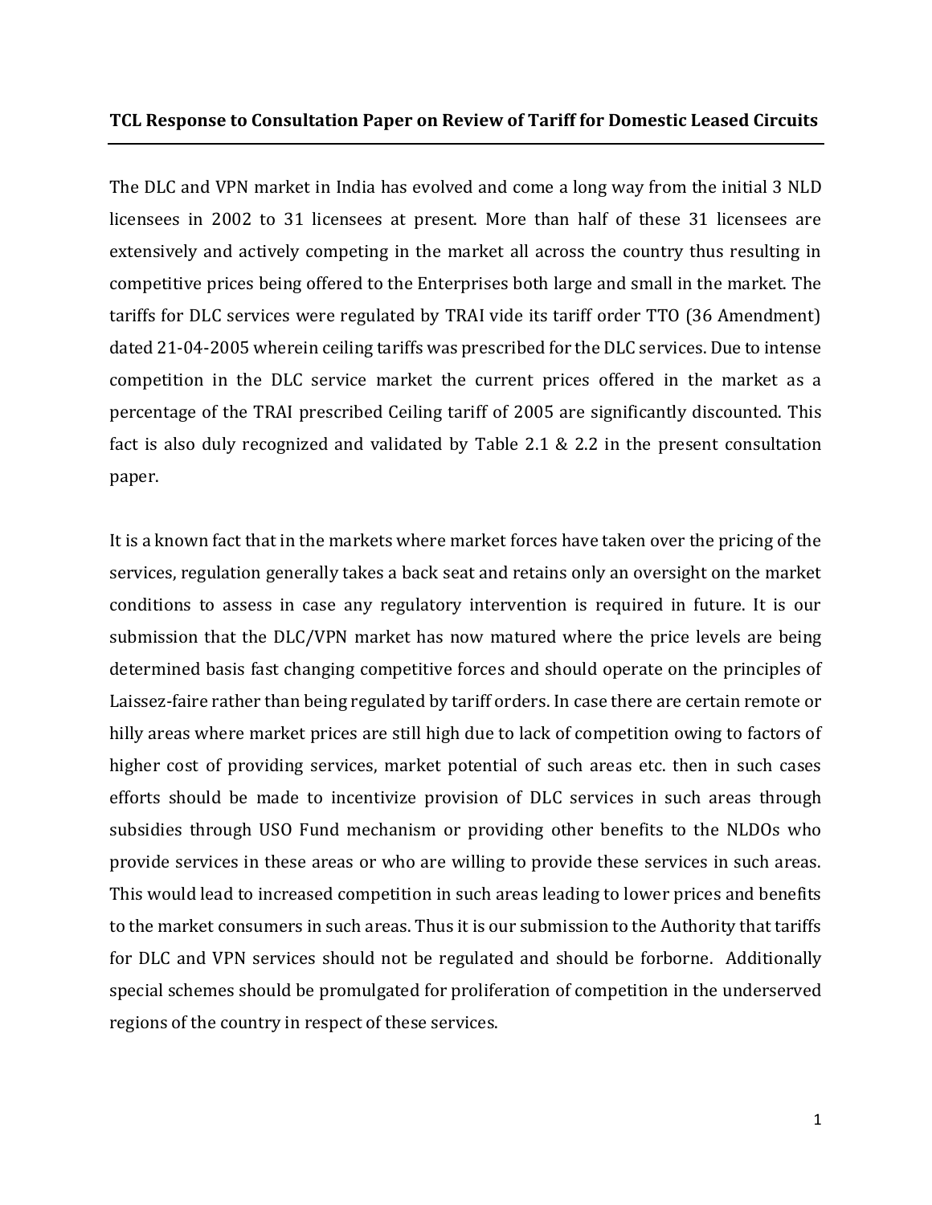**TCL Response to Consultation Paper on Review of Tariff for Domestic Leased Circuits**

---

The DLC and VPN market in India has evolved and come a long way from the initial 3 NLD licensees in 2002 to 31 licensees at present. More than half of these 31 licensees are extensively and actively competing in the market all across the country thus resulting in competitive prices being offered to the Enterprises both large and small in the market. The tariffs for DLC services were regulated by TRAI vide its tariff order TTO (36 Amendment) dated 21-04-2005 wherein ceiling tariffs was prescribed for the DLC services. Due to intense competition in the DLC service market the current prices offered in the market as a percentage of the TRAI prescribed Ceiling tariff of 2005 are significantly discounted. This fact is also duly recognized and validated by Table 2.1 & 2.2 in the present consultation paper.

It is a known fact that in the markets where market forces have taken over the pricing of the services, regulation generally takes a back seat and retains only an oversight on the market conditions to assess in case any regulatory intervention is required in future. It is our submission that the DLC/VPN market has now matured where the price levels are being determined basis fast changing competitive forces and should operate on the principles of Laissez-faire rather than being regulated by tariff orders. In case there are certain remote or hilly areas where market prices are still high due to lack of competition owing to factors of higher cost of providing services, market potential of such areas etc. then in such cases efforts should be made to incentivize provision of DLC services in such areas through subsidies through USO Fund mechanism or providing other benefits to the NLDOs who provide services in these areas or who are willing to provide these services in such areas. This would lead to increased competition in such areas leading to lower prices and benefits to the market consumers in such areas. Thus it is our submission to the Authority that tariffs for DLC and VPN services should not be regulated and should be forborne. Additionally special schemes should be promulgated for proliferation of competition in the underserved regions of the country in respect of these services.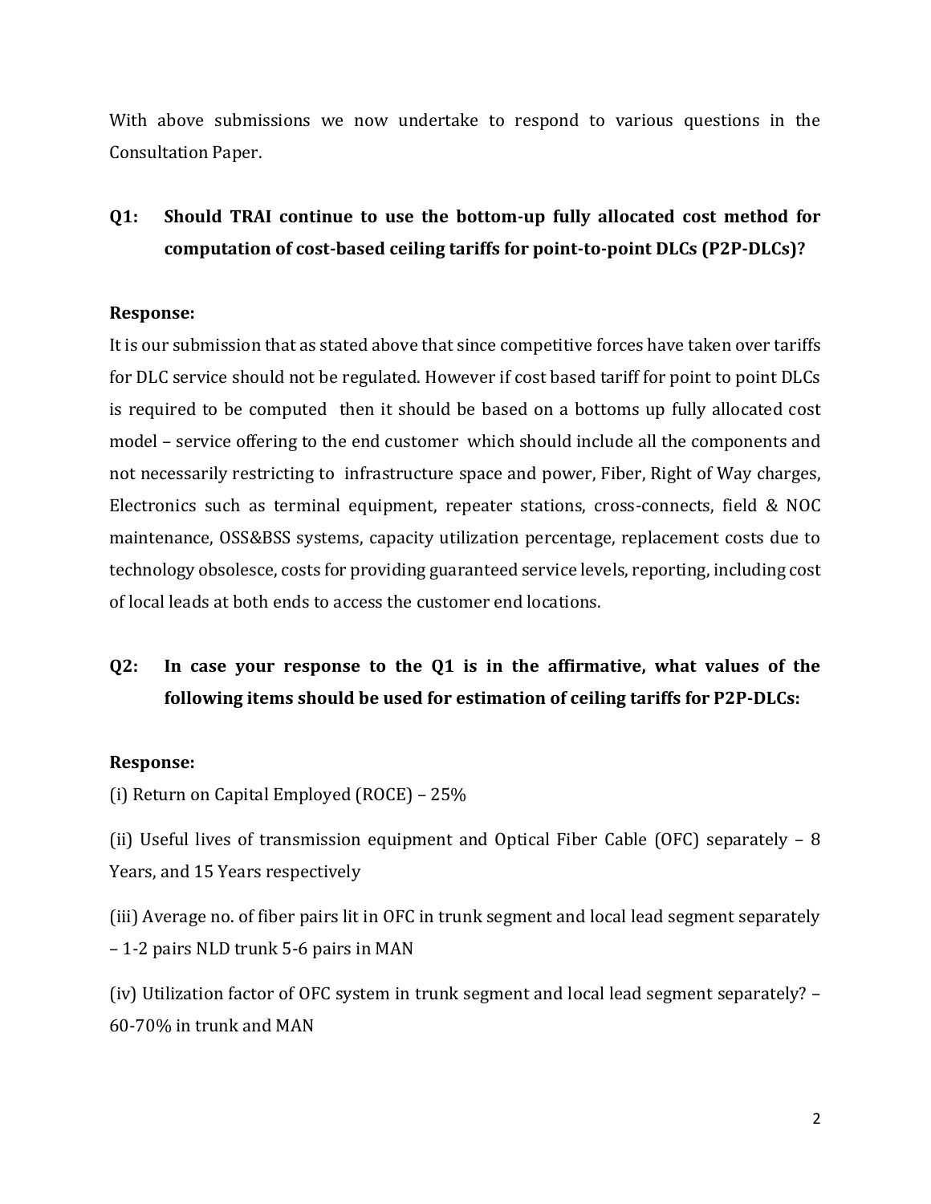With above submissions we now undertake to respond to various questions in the Consultation Paper.

**Q1: Should TRAI continue to use the bottom-up fully allocated cost method for computation of cost-based ceiling tariffs for point-to-point DLCs (P2P-DLCs)?**

**Response:**

It is our submission that as stated above that since competitive forces have taken over tariffs for DLC service should not be regulated. However if cost based tariff for point to point DLCs is required to be computed then it should be based on a bottoms up fully allocated cost model – service offering to the end customer which should include all the components and not necessarily restricting to infrastructure space and power, Fiber, Right of Way charges, Electronics such as terminal equipment, repeater stations, cross-connects, field & NOC maintenance, OSS&BSS systems, capacity utilization percentage, replacement costs due to technology obsolesce, costs for providing guaranteed service levels, reporting, including cost of local leads at both ends to access the customer end locations.

**Q2: In case your response to the Q1 is in the affirmative, what values of the following items should be used for estimation of ceiling tariffs for P2P-DLCs:**

**Response:**

(i) Return on Capital Employed (ROCE) – 25%

(ii) Useful lives of transmission equipment and Optical Fiber Cable (OFC) separately – 8 Years, and 15 Years respectively

(iii) Average no. of fiber pairs lit in OFC in trunk segment and local lead segment separately – 1-2 pairs NLD trunk 5-6 pairs in MAN

(iv) Utilization factor of OFC system in trunk segment and local lead segment separately? – 60-70% in trunk and MAN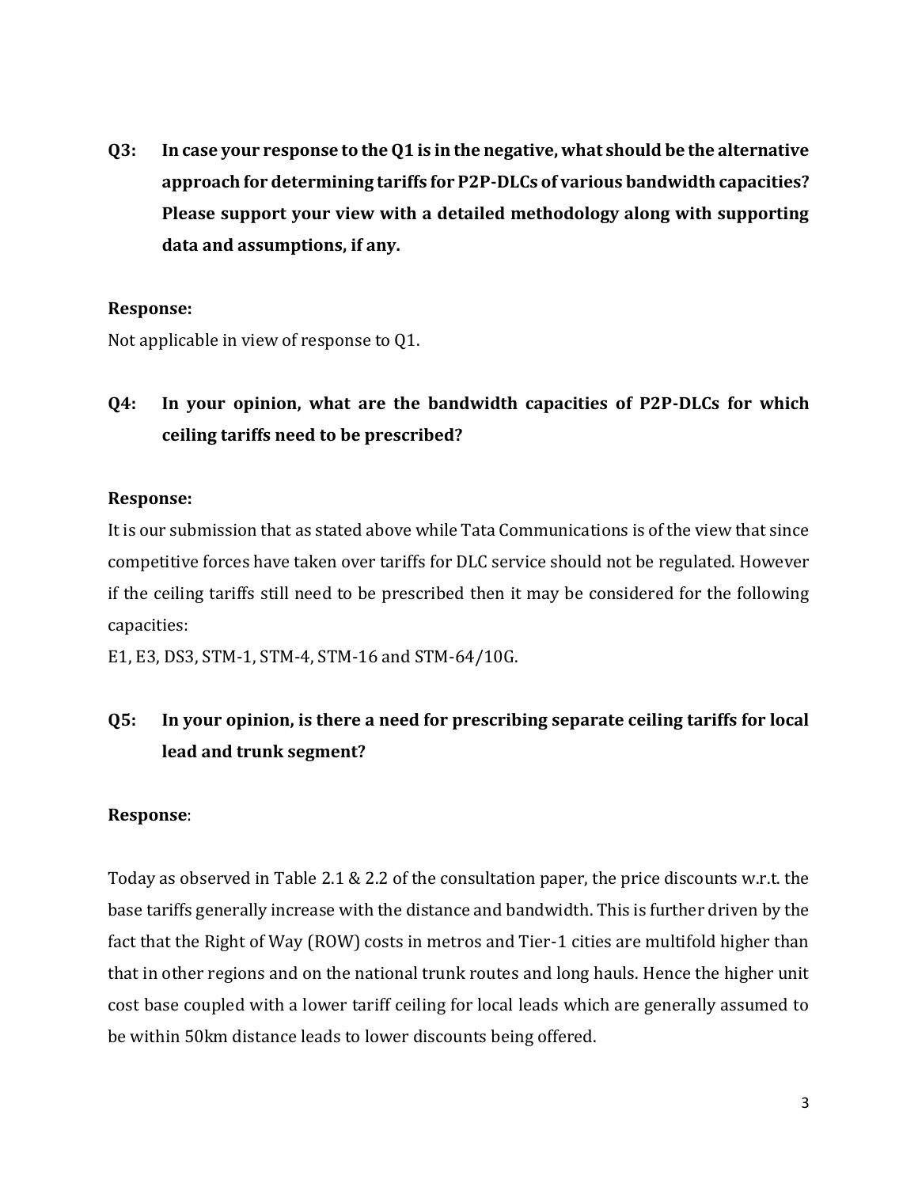**Q3: In case your response to the Q1 is in the negative, what should be the alternative approach for determining tariffs for P2P-DLCs of various bandwidth capacities? Please support your view with a detailed methodology along with supporting data and assumptions, if any.**

**Response:**

Not applicable in view of response to Q1.

**Q4: In your opinion, what are the bandwidth capacities of P2P-DLCs for which ceiling tariffs need to be prescribed?**

**Response:**

It is our submission that as stated above while Tata Communications is of the view that since competitive forces have taken over tariffs for DLC service should not be regulated. However if the ceiling tariffs still need to be prescribed then it may be considered for the following capacities:

E1, E3, DS3, STM-1, STM-4, STM-16 and STM-64/10G.

**Q5: In your opinion, is there a need for prescribing separate ceiling tariffs for local lead and trunk segment?**

**Response**:

Today as observed in Table 2.1 & 2.2 of the consultation paper, the price discounts w.r.t. the base tariffs generally increase with the distance and bandwidth. This is further driven by the fact that the Right of Way (ROW) costs in metros and Tier-1 cities are multifold higher than that in other regions and on the national trunk routes and long hauls. Hence the higher unit cost base coupled with a lower tariff ceiling for local leads which are generally assumed to be within 50km distance leads to lower discounts being offered.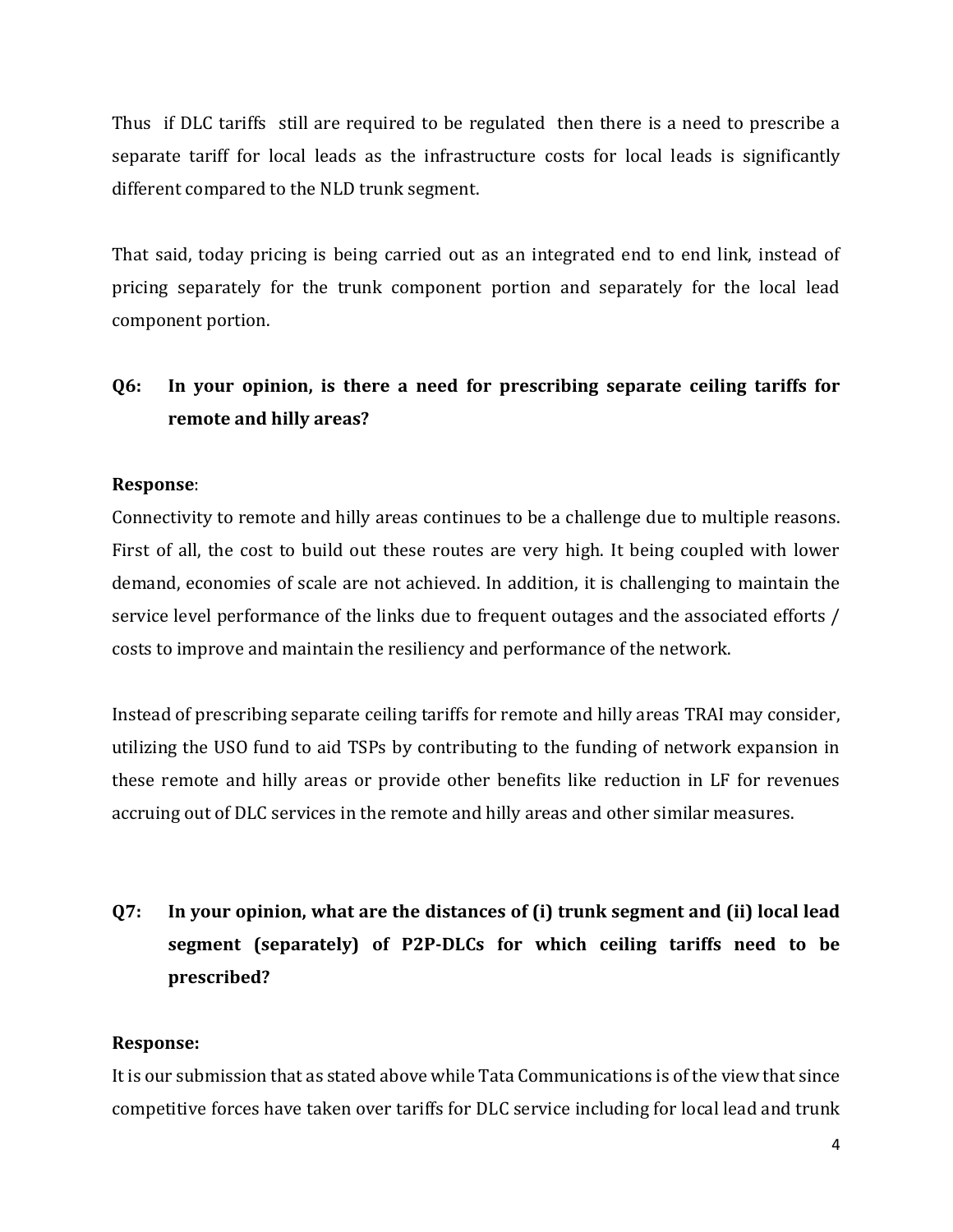Thus if DLC tariffs still are required to be regulated then there is a need to prescribe a separate tariff for local leads as the infrastructure costs for local leads is significantly different compared to the NLD trunk segment.

That said, today pricing is being carried out as an integrated end to end link, instead of pricing separately for the trunk component portion and separately for the local lead component portion.

**Q6: In your opinion, is there a need for prescribing separate ceiling tariffs for remote and hilly areas?**

**Response**:

Connectivity to remote and hilly areas continues to be a challenge due to multiple reasons. First of all, the cost to build out these routes are very high. It being coupled with lower demand, economies of scale are not achieved. In addition, it is challenging to maintain the service level performance of the links due to frequent outages and the associated efforts / costs to improve and maintain the resiliency and performance of the network.

Instead of prescribing separate ceiling tariffs for remote and hilly areas TRAI may consider, utilizing the USO fund to aid TSPs by contributing to the funding of network expansion in these remote and hilly areas or provide other benefits like reduction in LF for revenues accruing out of DLC services in the remote and hilly areas and other similar measures.

**Q7: In your opinion, what are the distances of (i) trunk segment and (ii) local lead segment (separately) of P2P-DLCs for which ceiling tariffs need to be prescribed?**

**Response:**

It is our submission that as stated above while Tata Communications is of the view that since competitive forces have taken over tariffs for DLC service including for local lead and trunk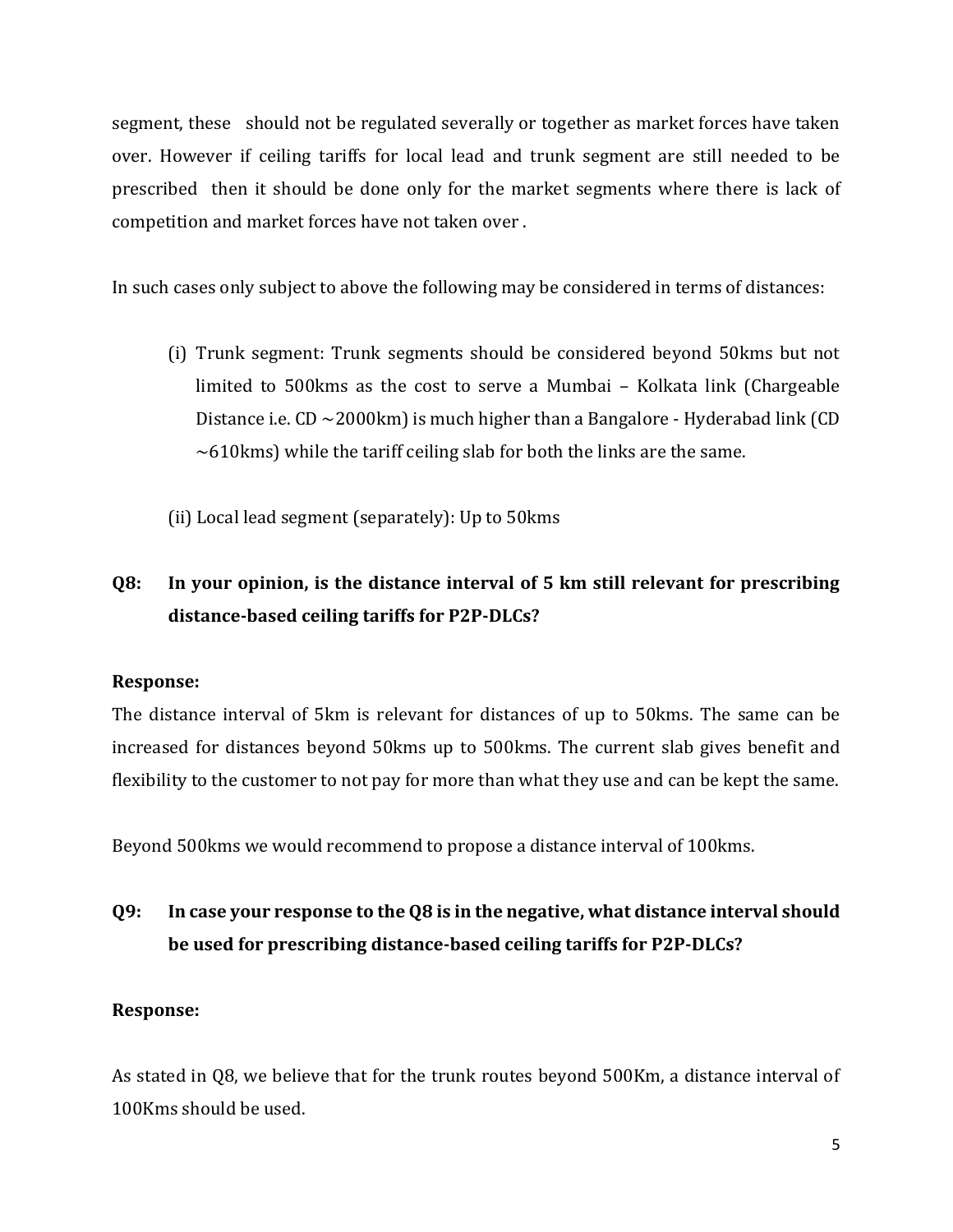segment, these should not be regulated severally or together as market forces have taken over. However if ceiling tariffs for local lead and trunk segment are still needed to be prescribed then it should be done only for the market segments where there is lack of competition and market forces have not taken over .

In such cases only subject to above the following may be considered in terms of distances:

(i) Trunk segment: Trunk segments should be considered beyond 50kms but not limited to 500kms as the cost to serve a Mumbai – Kolkata link (Chargeable Distance i.e. CD ~2000km) is much higher than a Bangalore - Hyderabad link (CD ~610kms) while the tariff ceiling slab for both the links are the same.

(ii) Local lead segment (separately): Up to 50kms

**Q8: In your opinion, is the distance interval of 5 km still relevant for prescribing distance-based ceiling tariffs for P2P-DLCs?**

**Response:**

The distance interval of 5km is relevant for distances of up to 50kms. The same can be increased for distances beyond 50kms up to 500kms. The current slab gives benefit and flexibility to the customer to not pay for more than what they use and can be kept the same.

Beyond 500kms we would recommend to propose a distance interval of 100kms.

**Q9: In case your response to the Q8 is in the negative, what distance interval should be used for prescribing distance-based ceiling tariffs for P2P-DLCs?**

**Response:**

As stated in Q8, we believe that for the trunk routes beyond 500Km, a distance interval of 100Kms should be used.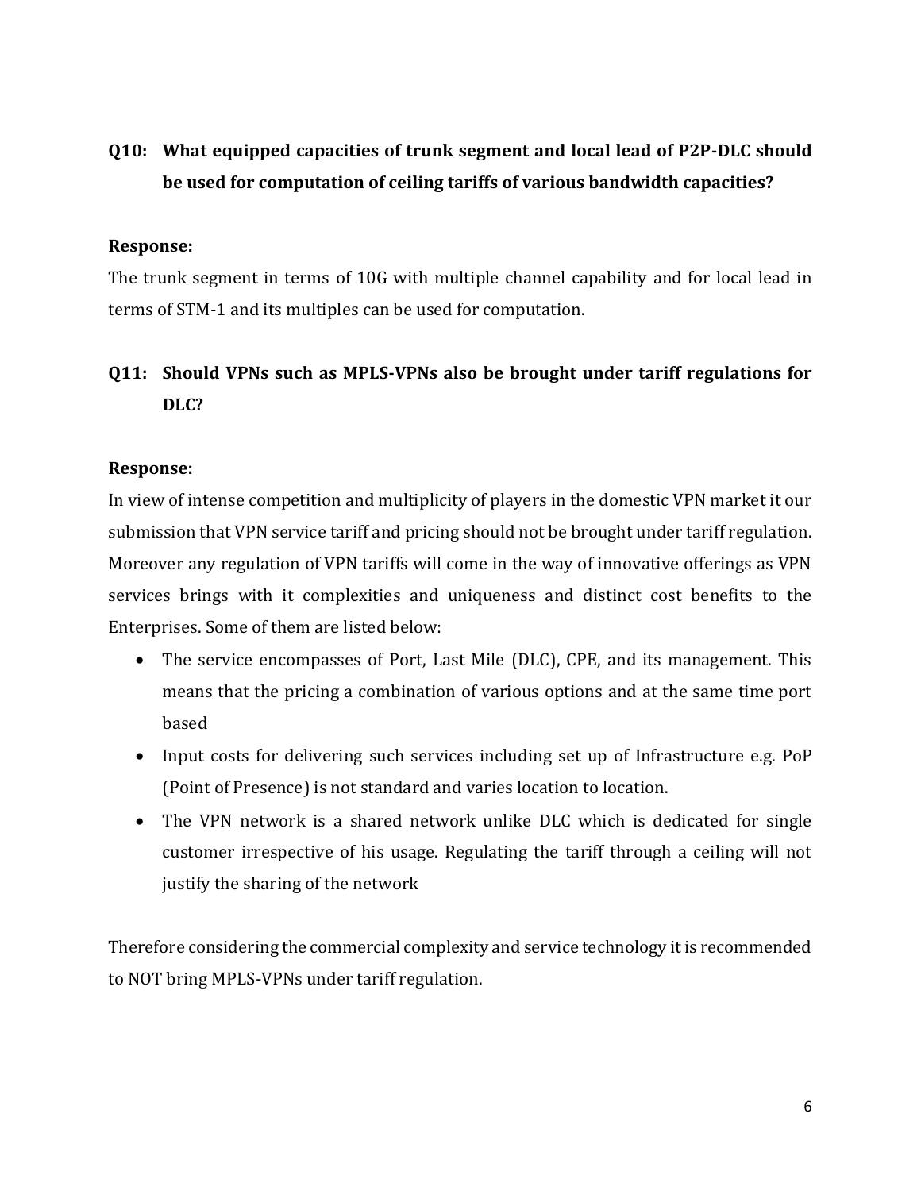**Q10: What equipped capacities of trunk segment and local lead of P2P-DLC should be used for computation of ceiling tariffs of various bandwidth capacities?**

**Response:**

The trunk segment in terms of 10G with multiple channel capability and for local lead in terms of STM-1 and its multiples can be used for computation.

**Q11: Should VPNs such as MPLS-VPNs also be brought under tariff regulations for DLC?**

**Response:**

In view of intense competition and multiplicity of players in the domestic VPN market it our submission that VPN service tariff and pricing should not be brought under tariff regulation. Moreover any regulation of VPN tariffs will come in the way of innovative offerings as VPN services brings with it complexities and uniqueness and distinct cost benefits to the Enterprises. Some of them are listed below:

- The service encompasses of Port, Last Mile (DLC), CPE, and its management. This means that the pricing a combination of various options and at the same time port based
- Input costs for delivering such services including set up of Infrastructure e.g. PoP (Point of Presence) is not standard and varies location to location.
- The VPN network is a shared network unlike DLC which is dedicated for single customer irrespective of his usage. Regulating the tariff through a ceiling will not justify the sharing of the network

Therefore considering the commercial complexity and service technology it is recommended to NOT bring MPLS-VPNs under tariff regulation.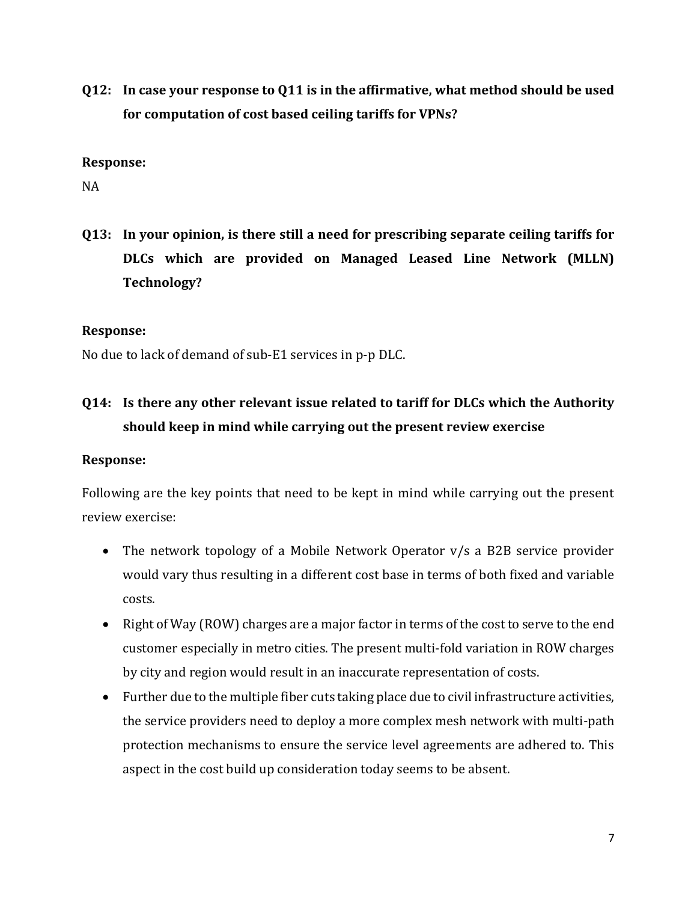**Q12: In case your response to Q11 is in the affirmative, what method should be used for computation of cost based ceiling tariffs for VPNs?**

**Response:**

NA

**Q13: In your opinion, is there still a need for prescribing separate ceiling tariffs for DLCs which are provided on Managed Leased Line Network (MLLN) Technology?**

**Response:**

No due to lack of demand of sub-E1 services in p-p DLC.

**Q14: Is there any other relevant issue related to tariff for DLCs which the Authority should keep in mind while carrying out the present review exercise**

**Response:**

Following are the key points that need to be kept in mind while carrying out the present review exercise:

- The network topology of a Mobile Network Operator v/s a B2B service provider would vary thus resulting in a different cost base in terms of both fixed and variable costs.
- Right of Way (ROW) charges are a major factor in terms of the cost to serve to the end customer especially in metro cities. The present multi-fold variation in ROW charges by city and region would result in an inaccurate representation of costs.
- Further due to the multiple fiber cuts taking place due to civil infrastructure activities, the service providers need to deploy a more complex mesh network with multi-path protection mechanisms to ensure the service level agreements are adhered to. This aspect in the cost build up consideration today seems to be absent.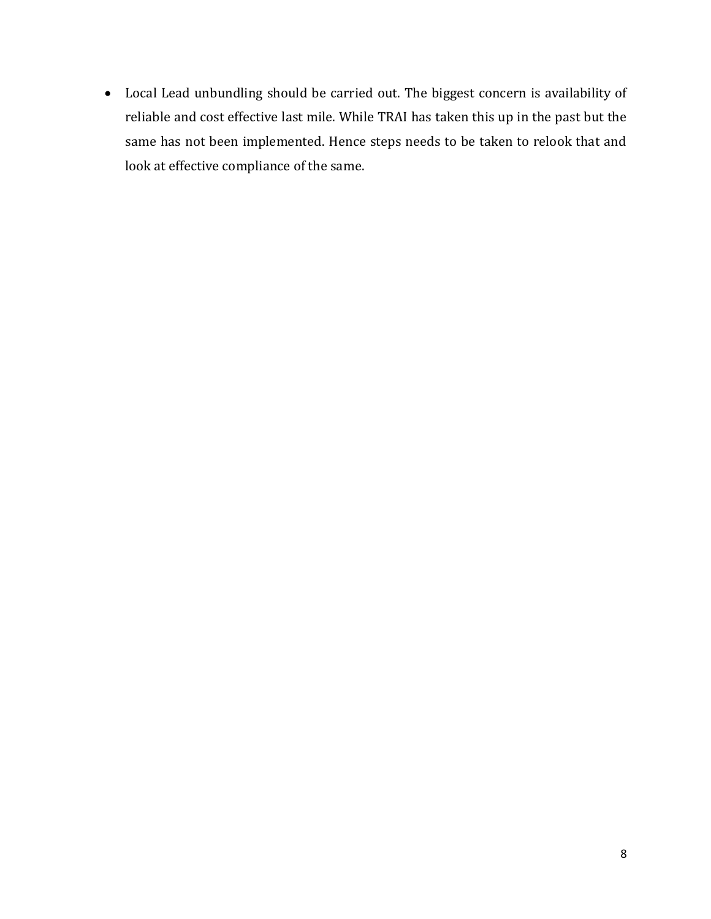- Local Lead unbundling should be carried out. The biggest concern is availability of reliable and cost effective last mile. While TRAI has taken this up in the past but the same has not been implemented. Hence steps needs to be taken to relook that and look at effective compliance of the same.